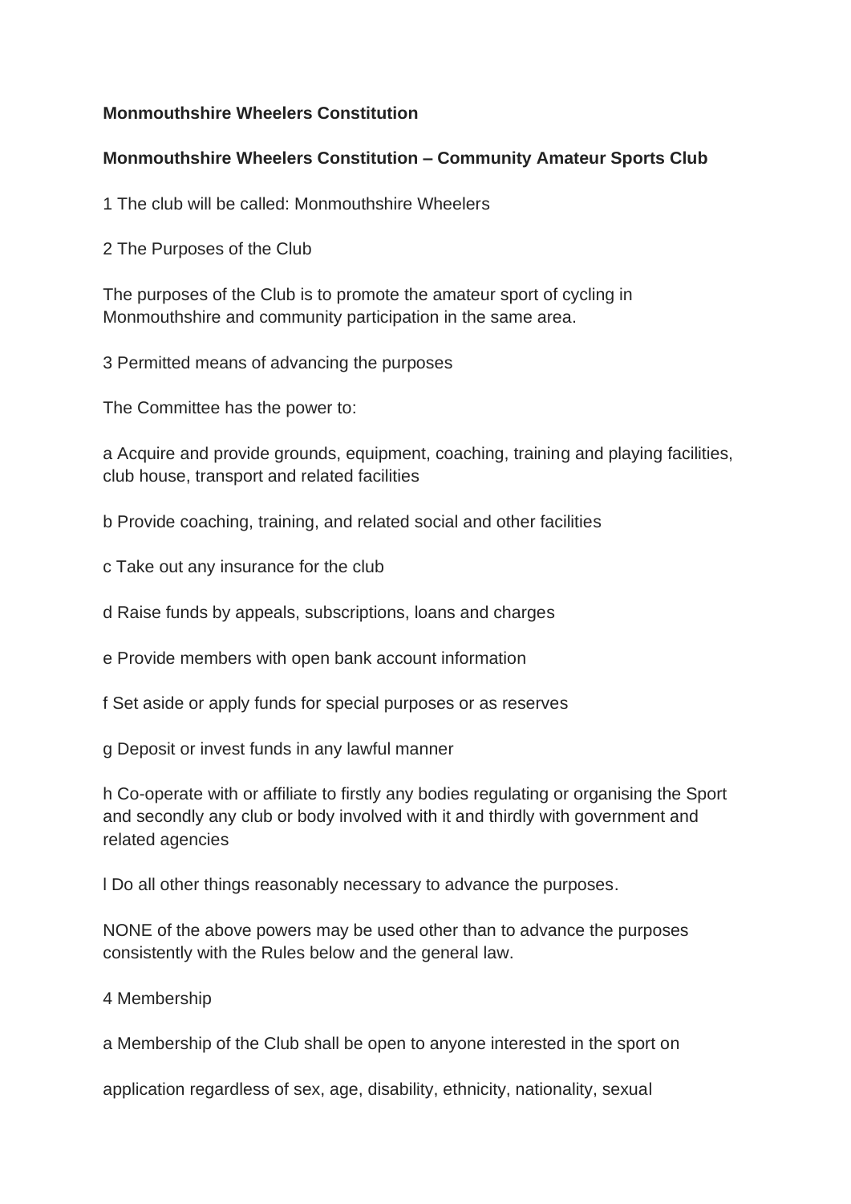**Monmouthshire Wheelers Constitution**

**Monmouthshire Wheelers Constitution – Community Amateur Sports Club**

1 The club will be called: Monmouthshire Wheelers

2 The Purposes of the Club

The purposes of the Club is to promote the amateur sport of cycling in Monmouthshire and community participation in the same area.

3 Permitted means of advancing the purposes

The Committee has the power to:

a Acquire and provide grounds, equipment, coaching, training and playing facilities, club house, transport and related facilities

b Provide coaching, training, and related social and other facilities

c Take out any insurance for the club

d Raise funds by appeals, subscriptions, loans and charges

e Provide members with open bank account information

f Set aside or apply funds for special purposes or as reserves

g Deposit or invest funds in any lawful manner

h Co-operate with or affiliate to firstly any bodies regulating or organising the Sport and secondly any club or body involved with it and thirdly with government and related agencies

l Do all other things reasonably necessary to advance the purposes.

NONE of the above powers may be used other than to advance the purposes consistently with the Rules below and the general law.

4 Membership

a Membership of the Club shall be open to anyone interested in the sport on

application regardless of sex, age, disability, ethnicity, nationality, sexual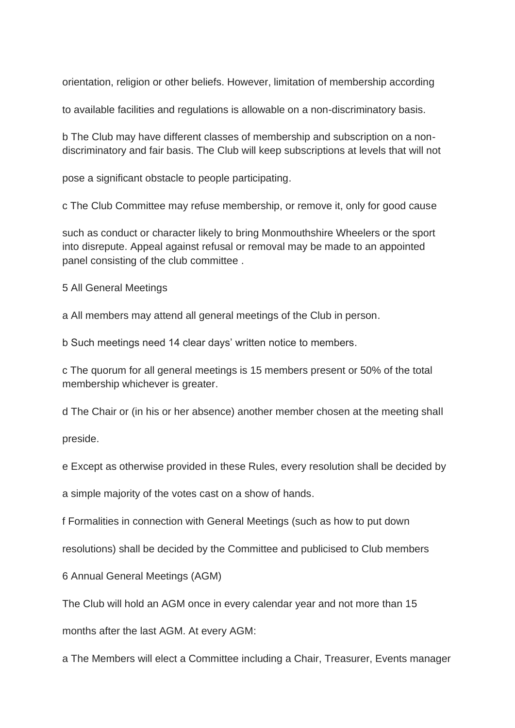orientation, religion or other beliefs. However, limitation of membership according to available facilities and regulations is allowable on a non-discriminatory basis.

b The Club may have different classes of membership and subscription on a non-discriminatory and fair basis. The Club will keep subscriptions at levels that will not pose a significant obstacle to people participating.

c The Club Committee may refuse membership, or remove it, only for good cause such as conduct or character likely to bring Monmouthshire Wheelers or the sport into disrepute. Appeal against refusal or removal may be made to an appointed panel consisting of the club committee .

## 5 All General Meetings

a All members may attend all general meetings of the Club in person.

b Such meetings need 14 clear days' written notice to members.

c The quorum for all general meetings is 15 members present or 50% of the total membership whichever is greater.

d The Chair or (in his or her absence) another member chosen at the meeting shall preside.

e Except as otherwise provided in these Rules, every resolution shall be decided by a simple majority of the votes cast on a show of hands.

f Formalities in connection with General Meetings (such as how to put down resolutions) shall be decided by the Committee and publicised to Club members

## 6 Annual General Meetings (AGM)

The Club will hold an AGM once in every calendar year and not more than 15 months after the last AGM. At every AGM:

a The Members will elect a Committee including a Chair, Treasurer, Events manager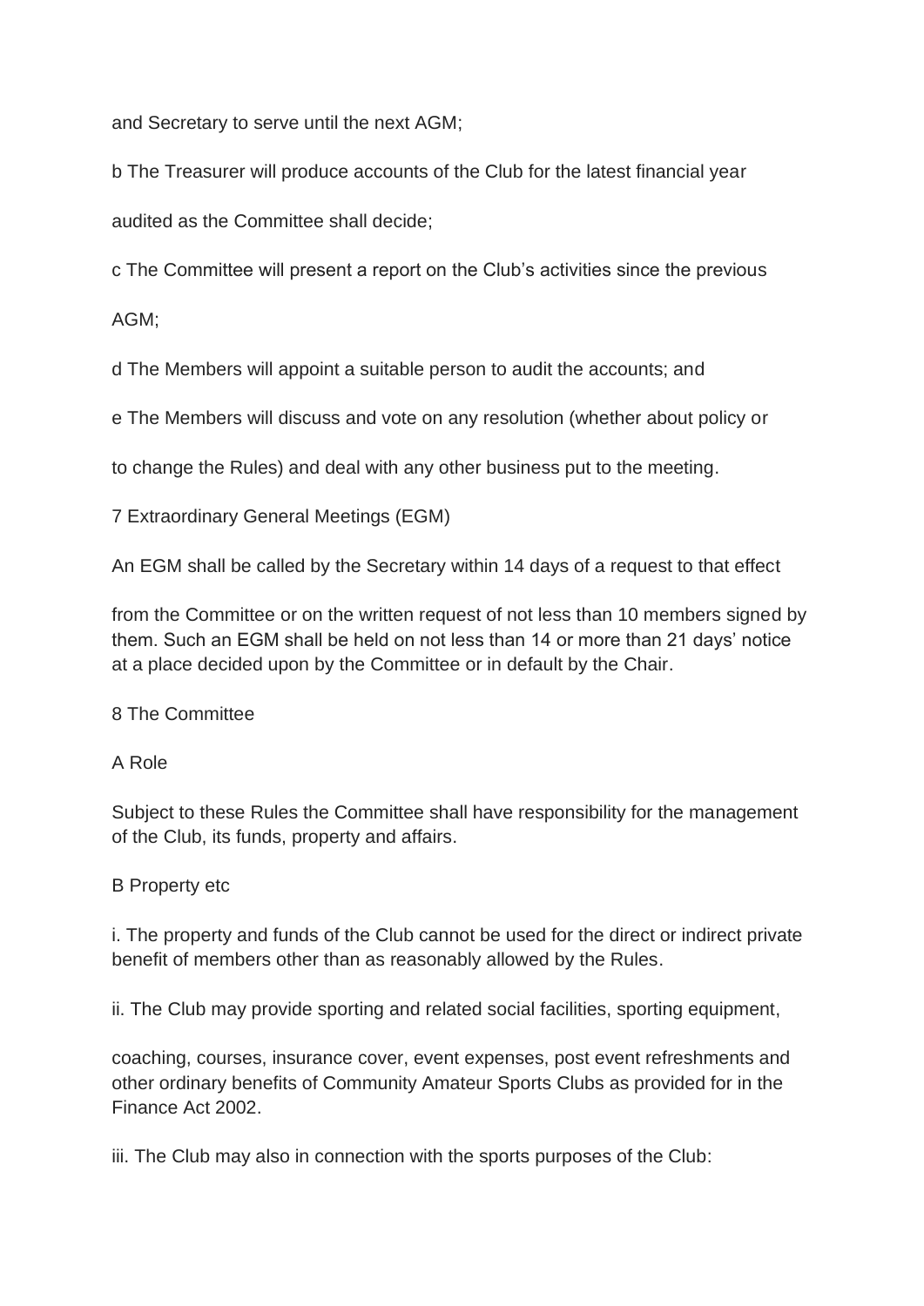and Secretary to serve until the next AGM;

b The Treasurer will produce accounts of the Club for the latest financial year audited as the Committee shall decide;

c The Committee will present a report on the Club's activities since the previous AGM;

d The Members will appoint a suitable person to audit the accounts; and

e The Members will discuss and vote on any resolution (whether about policy or to change the Rules) and deal with any other business put to the meeting.

## 7 Extraordinary General Meetings (EGM)

An EGM shall be called by the Secretary within 14 days of a request to that effect from the Committee or on the written request of not less than 10 members signed by them. Such an EGM shall be held on not less than 14 or more than 21 days' notice at a place decided upon by the Committee or in default by the Chair.

## 8 The Committee

### A Role

Subject to these Rules the Committee shall have responsibility for the management of the Club, its funds, property and affairs.

### B Property etc

i. The property and funds of the Club cannot be used for the direct or indirect private benefit of members other than as reasonably allowed by the Rules.

ii. The Club may provide sporting and related social facilities, sporting equipment, coaching, courses, insurance cover, event expenses, post event refreshments and other ordinary benefits of Community Amateur Sports Clubs as provided for in the Finance Act 2002.

iii. The Club may also in connection with the sports purposes of the Club: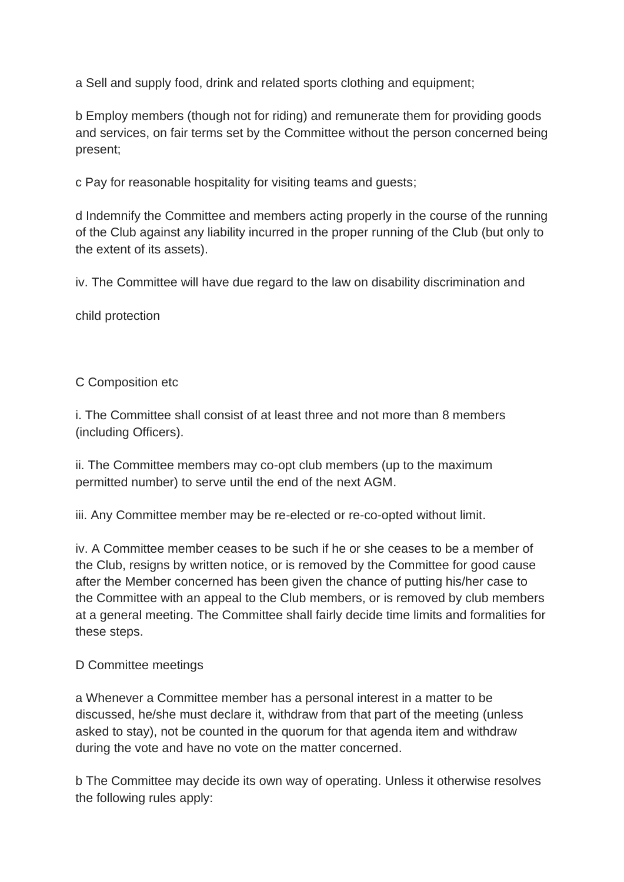a Sell and supply food, drink and related sports clothing and equipment;

b Employ members (though not for riding) and remunerate them for providing goods and services, on fair terms set by the Committee without the person concerned being present;

c Pay for reasonable hospitality for visiting teams and guests;

d Indemnify the Committee and members acting properly in the course of the running of the Club against any liability incurred in the proper running of the Club (but only to the extent of its assets).

iv. The Committee will have due regard to the law on disability discrimination and

child protection

C Composition etc

i. The Committee shall consist of at least three and not more than 8 members (including Officers).

ii. The Committee members may co-opt club members (up to the maximum permitted number) to serve until the end of the next AGM.

iii. Any Committee member may be re-elected or re-co-opted without limit.

iv. A Committee member ceases to be such if he or she ceases to be a member of the Club, resigns by written notice, or is removed by the Committee for good cause after the Member concerned has been given the chance of putting his/her case to the Committee with an appeal to the Club members, or is removed by club members at a general meeting. The Committee shall fairly decide time limits and formalities for these steps.

D Committee meetings

a Whenever a Committee member has a personal interest in a matter to be discussed, he/she must declare it, withdraw from that part of the meeting (unless asked to stay), not be counted in the quorum for that agenda item and withdraw during the vote and have no vote on the matter concerned.

b The Committee may decide its own way of operating. Unless it otherwise resolves the following rules apply: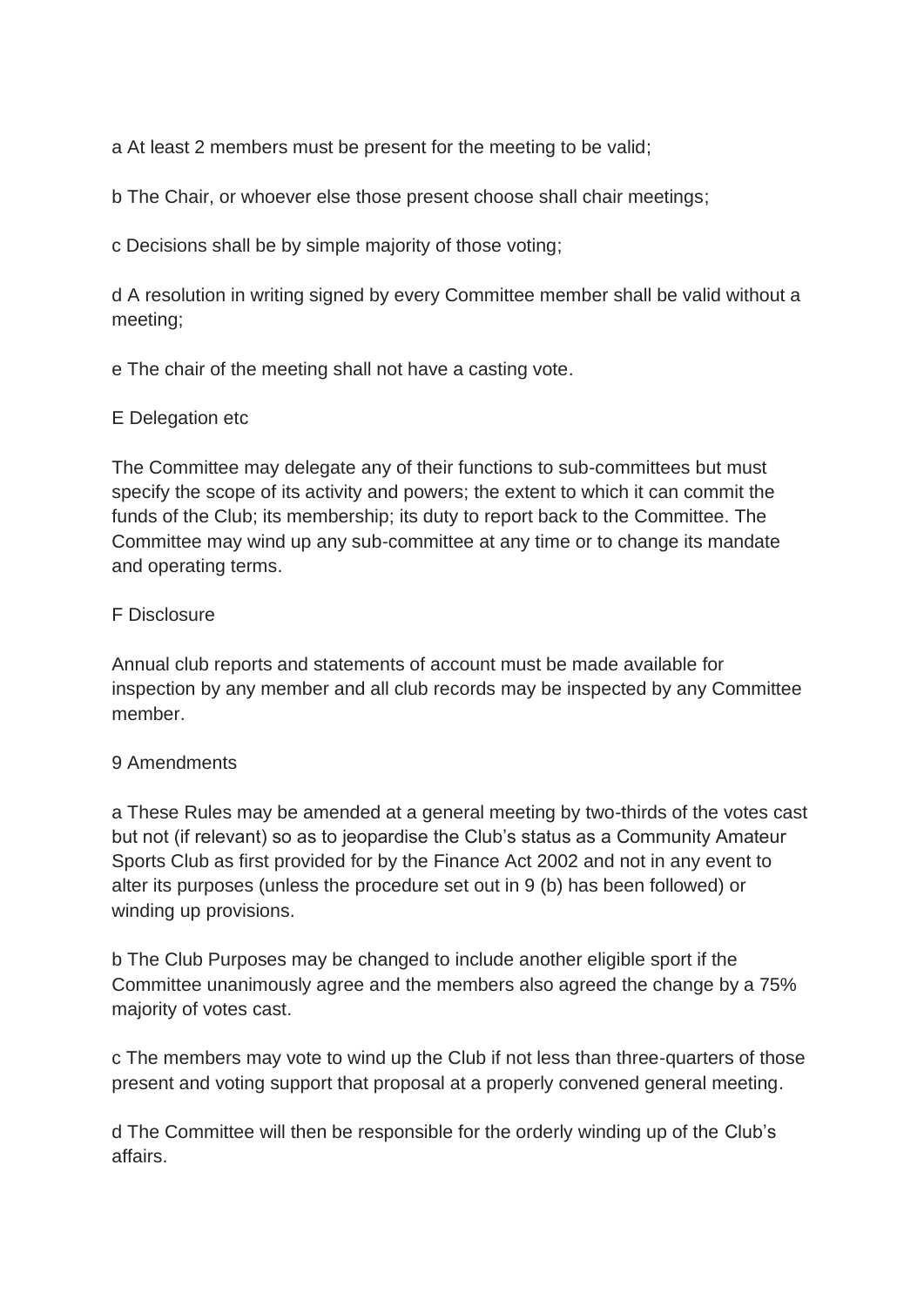a At least 2 members must be present for the meeting to be valid;

b The Chair, or whoever else those present choose shall chair meetings;

c Decisions shall be by simple majority of those voting;

d A resolution in writing signed by every Committee member shall be valid without a meeting;

e The chair of the meeting shall not have a casting vote.

### E Delegation etc

The Committee may delegate any of their functions to sub-committees but must specify the scope of its activity and powers; the extent to which it can commit the funds of the Club; its membership; its duty to report back to the Committee. The Committee may wind up any sub-committee at any time or to change its mandate and operating terms.

### F Disclosure

Annual club reports and statements of account must be made available for inspection by any member and all club records may be inspected by any Committee member.

## 9 Amendments

a These Rules may be amended at a general meeting by two-thirds of the votes cast but not (if relevant) so as to jeopardise the Club's status as a Community Amateur Sports Club as first provided for by the Finance Act 2002 and not in any event to alter its purposes (unless the procedure set out in 9 (b) has been followed) or winding up provisions.

b The Club Purposes may be changed to include another eligible sport if the Committee unanimously agree and the members also agreed the change by a 75% majority of votes cast.

c The members may vote to wind up the Club if not less than three-quarters of those present and voting support that proposal at a properly convened general meeting.

d The Committee will then be responsible for the orderly winding up of the Club's affairs.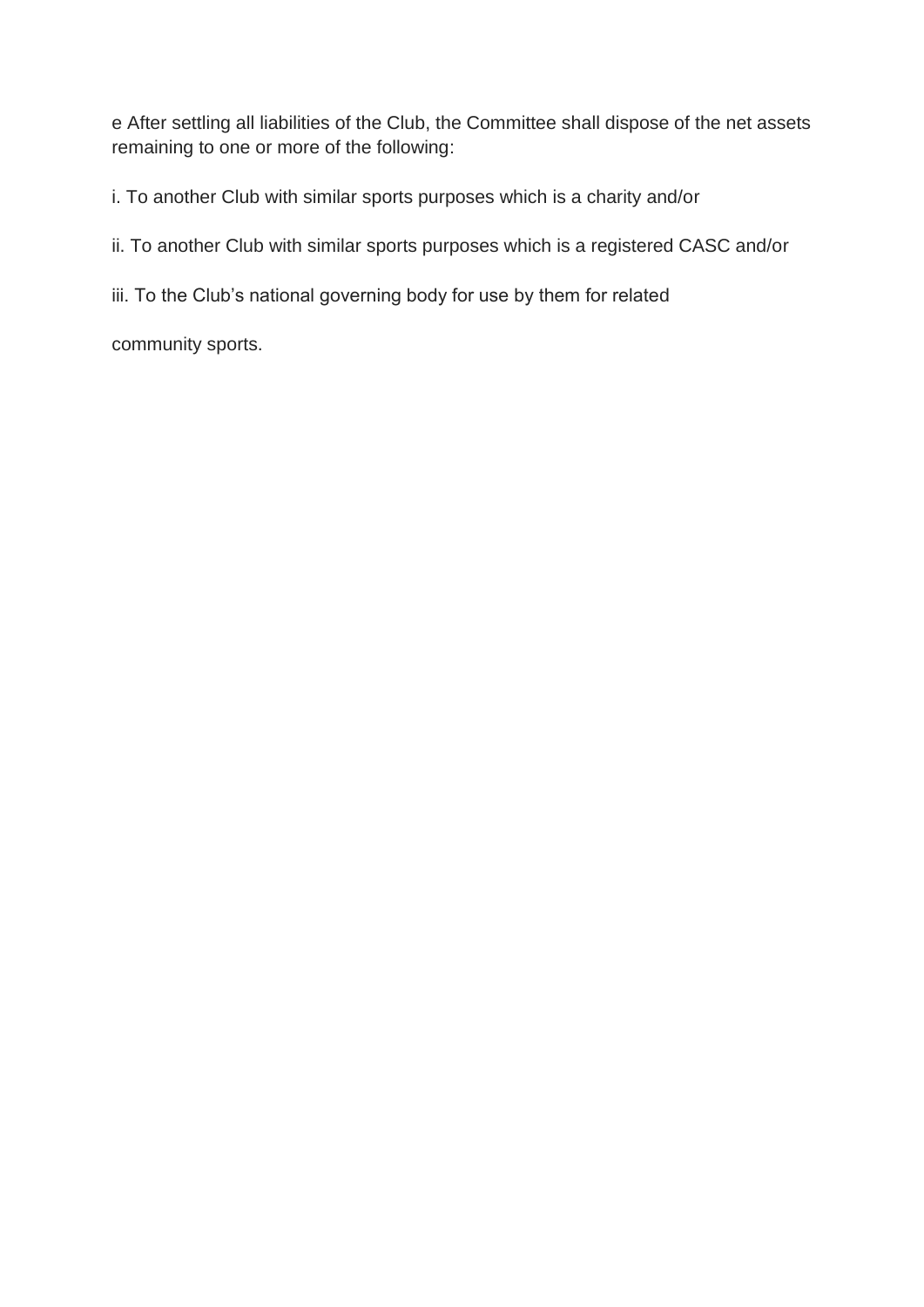e After settling all liabilities of the Club, the Committee shall dispose of the net assets remaining to one or more of the following:

i. To another Club with similar sports purposes which is a charity and/or

ii. To another Club with similar sports purposes which is a registered CASC and/or

iii. To the Club's national governing body for use by them for related

community sports.